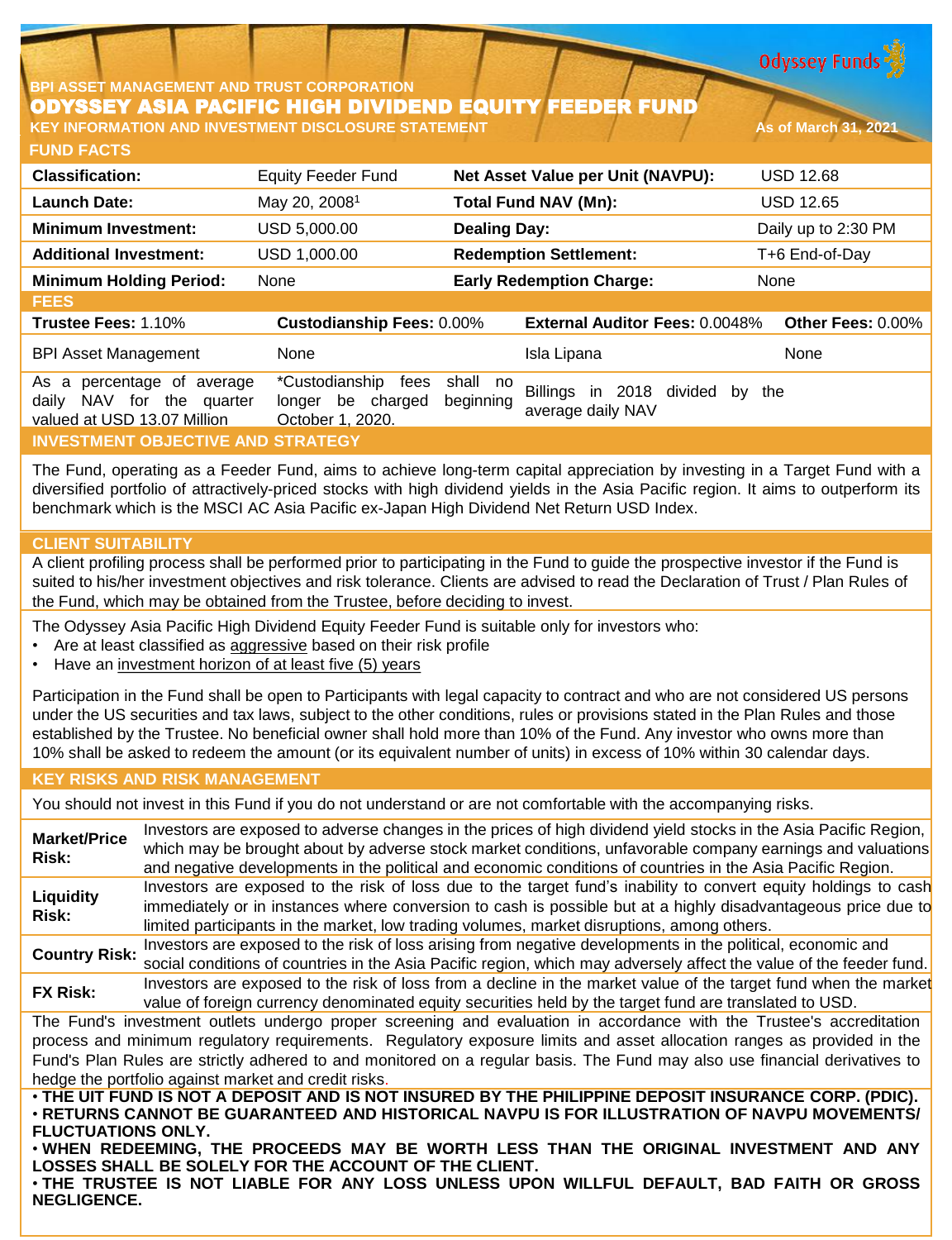BPI ASSET MANAGEMENT AND TRUST CORPORATION

# ODYSSEY ASIA PACIFIC HIGH DIVIDEND EQUITY FEEDER FUND

**KEY INFORMATION AND INVESTMENT DISCLOSURE STATEMENT** As of March 31, 2021

## FUND FACTS

| **Classification:** | Equity Feeder Fund | **Net Asset Value per Unit (NAVPU):** | USD 12.68 |
|---|---|---|---|
| **Launch Date:** | May 20, 2008[1] | **Total Fund NAV (Mn):** | USD 12.65 |
| **Minimum Investment:** | USD 5,000.00 | **Dealing Day:** | Daily up to 2:30 PM |
| **Additional Investment:** | USD 1,000.00 | **Redemption Settlement:** | T+6 End-of-Day |
| **Minimum Holding Period:** | None | **Early Redemption Charge:** | None |

## FEES

| **Trustee Fees:** 1.10% | **Custodianship Fees:** 0.00% | **External Auditor Fees:** 0.0048% | **Other Fees:** 0.00% |
|---|---|---|---|
| BPI Asset Management | None | Isla Lipana | None |
| As a percentage of average daily NAV for the quarter valued at USD 13.07 Million | *Custodianship fees shall no longer be charged beginning October 1, 2020. | Billings in 2018 divided by the average daily NAV | |

## INVESTMENT OBJECTIVE AND STRATEGY

The Fund, operating as a Feeder Fund, aims to achieve long-term capital appreciation by investing in a Target Fund with a diversified portfolio of attractively-priced stocks with high dividend yields in the Asia Pacific region. It aims to outperform its benchmark which is the MSCI AC Asia Pacific ex-Japan High Dividend Net Return USD Index.

## CLIENT SUITABILITY

A client profiling process shall be performed prior to participating in the Fund to guide the prospective investor if the Fund is suited to his/her investment objectives and risk tolerance. Clients are advised to read the Declaration of Trust / Plan Rules of the Fund, which may be obtained from the Trustee, before deciding to invest.

The Odyssey Asia Pacific High Dividend Equity Feeder Fund is suitable only for investors who:

- Are at least classified as aggressive based on their risk profile
- Have an investment horizon of at least five (5) years

Participation in the Fund shall be open to Participants with legal capacity to contract and who are not considered US persons under the US securities and tax laws, subject to the other conditions, rules or provisions stated in the Plan Rules and those established by the Trustee. No beneficial owner shall hold more than 10% of the Fund. Any investor who owns more than 10% shall be asked to redeem the amount (or its equivalent number of units) in excess of 10% within 30 calendar days.

## KEY RISKS AND RISK MANAGEMENT

You should not invest in this Fund if you do not understand or are not comfortable with the accompanying risks.

| | |
|---|---|
| **Market/Price Risk:** | Investors are exposed to adverse changes in the prices of high dividend yield stocks in the Asia Pacific Region, which may be brought about by adverse stock market conditions, unfavorable company earnings and valuations and negative developments in the political and economic conditions of countries in the Asia Pacific Region. |
| **Liquidity Risk:** | Investors are exposed to the risk of loss due to the target fund's inability to convert equity holdings to cash immediately or in instances where conversion to cash is possible but at a highly disadvantageous price due to limited participants in the market, low trading volumes, market disruptions, among others. |
| **Country Risk:** | Investors are exposed to the risk of loss arising from negative developments in the political, economic and social conditions of countries in the Asia Pacific region, which may adversely affect the value of the feeder fund. |
| **FX Risk:** | Investors are exposed to the risk of loss from a decline in the market value of the target fund when the market value of foreign currency denominated equity securities held by the target fund are translated to USD. |

The Fund's investment outlets undergo proper screening and evaluation in accordance with the Trustee's accreditation process and minimum regulatory requirements. Regulatory exposure limits and asset allocation ranges as provided in the Fund's Plan Rules are strictly adhered to and monitored on a regular basis. The Fund may also use financial derivatives to hedge the portfolio against market and credit risks.

- **THE UIT FUND IS NOT A DEPOSIT AND IS NOT INSURED BY THE PHILIPPINE DEPOSIT INSURANCE CORP. (PDIC).**
- **RETURNS CANNOT BE GUARANTEED AND HISTORICAL NAVPU IS FOR ILLUSTRATION OF NAVPU MOVEMENTS/ FLUCTUATIONS ONLY.**
- **WHEN REDEEMING, THE PROCEEDS MAY BE WORTH LESS THAN THE ORIGINAL INVESTMENT AND ANY LOSSES SHALL BE SOLELY FOR THE ACCOUNT OF THE CLIENT.**
- **THE TRUSTEE IS NOT LIABLE FOR ANY LOSS UNLESS UPON WILLFUL DEFAULT, BAD FAITH OR GROSS NEGLIGENCE.**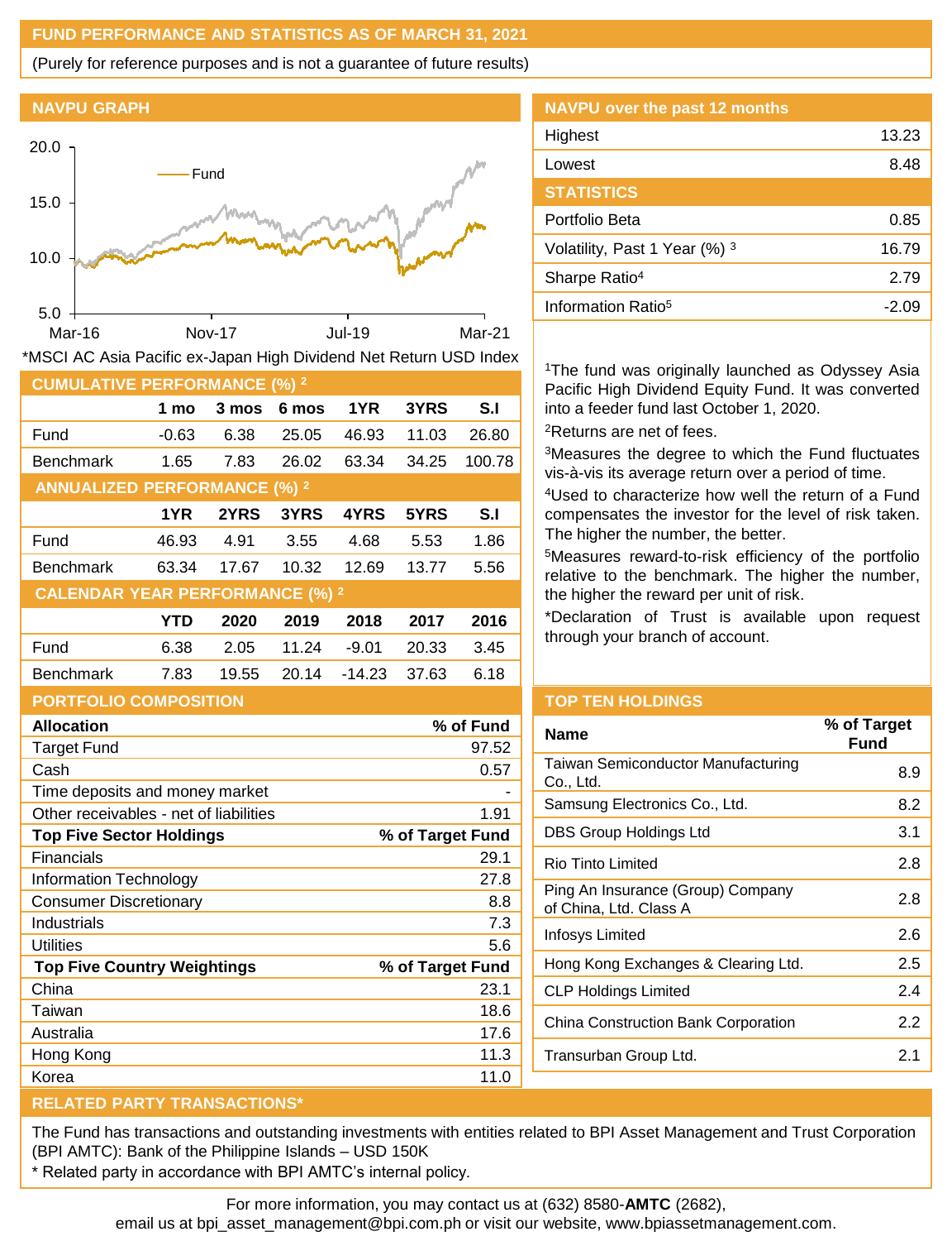## FUND PERFORMANCE AND STATISTICS AS OF MARCH 31, 2021

(Purely for reference purposes and is not a guarantee of future results)

### NAVPU GRAPH

*MSCI AC Asia Pacific ex-Japan High Dividend Net Return USD Index

### NAVPU over the past 12 months

| | |
|---|---|
| Highest | 13.23 |
| Lowest | 8.48 |

### STATISTICS

| | |
|---|---|
| Portfolio Beta | 0.85 |
| Volatility, Past 1 Year (%) [3] | 16.79 |
| Sharpe Ratio[4] | 2.79 |
| Information Ratio[5] | -2.09 |

[1]The fund was originally launched as Odyssey Asia Pacific High Dividend Equity Fund. It was converted into a feeder fund last October 1, 2020.

[2]Returns are net of fees.

[3]Measures the degree to which the Fund fluctuates vis-à-vis its average return over a period of time.

[4]Used to characterize how well the return of a Fund compensates the investor for the level of risk taken. The higher the number, the better.

[5]Measures reward-to-risk efficiency of the portfolio relative to the benchmark. The higher the number, the higher the reward per unit of risk.

*Declaration of Trust is available upon request through your branch of account.

### CUMULATIVE PERFORMANCE (%) [2]

| | 1 mo | 3 mos | 6 mos | 1YR | 3YRS | S.I |
|---|---|---|---|---|---|---|
| Fund | -0.63 | 6.38 | 25.05 | 46.93 | 11.03 | 26.80 |
| Benchmark | 1.65 | 7.83 | 26.02 | 63.34 | 34.25 | 100.78 |

### ANNUALIZED PERFORMANCE (%) [2]

| | 1YR | 2YRS | 3YRS | 4YRS | 5YRS | S.I |
|---|---|---|---|---|---|---|
| Fund | 46.93 | 4.91 | 3.55 | 4.68 | 5.53 | 1.86 |
| Benchmark | 63.34 | 17.67 | 10.32 | 12.69 | 13.77 | 5.56 |

### CALENDAR YEAR PERFORMANCE (%) [2]

| | YTD | 2020 | 2019 | 2018 | 2017 | 2016 |
|---|---|---|---|---|---|---|
| Fund | 6.38 | 2.05 | 11.24 | -9.01 | 20.33 | 3.45 |
| Benchmark | 7.83 | 19.55 | 20.14 | -14.23 | 37.63 | 6.18 |

### PORTFOLIO COMPOSITION

| **Allocation** | **% of Fund** |
|---|---|
| Target Fund | 97.52 |
| Cash | 0.57 |
| Time deposits and money market | - |
| Other receivables - net of liabilities | 1.91 |
| **Top Five Sector Holdings** | **% of Target Fund** |
| Financials | 29.1 |
| Information Technology | 27.8 |
| Consumer Discretionary | 8.8 |
| Industrials | 7.3 |
| Utilities | 5.6 |
| **Top Five Country Weightings** | **% of Target Fund** |
| China | 23.1 |
| Taiwan | 18.6 |
| Australia | 17.6 |
| Hong Kong | 11.3 |
| Korea | 11.0 |

### TOP TEN HOLDINGS

| Name | % of Target Fund |
|---|---|
| Taiwan Semiconductor Manufacturing Co., Ltd. | 8.9 |
| Samsung Electronics Co., Ltd. | 8.2 |
| DBS Group Holdings Ltd | 3.1 |
| Rio Tinto Limited | 2.8 |
| Ping An Insurance (Group) Company of China, Ltd. Class A | 2.8 |
| Infosys Limited | 2.6 |
| Hong Kong Exchanges & Clearing Ltd. | 2.5 |
| CLP Holdings Limited | 2.4 |
| China Construction Bank Corporation | 2.2 |
| Transurban Group Ltd. | 2.1 |

### RELATED PARTY TRANSACTIONS*

The Fund has transactions and outstanding investments with entities related to BPI Asset Management and Trust Corporation (BPI AMTC): Bank of the Philippine Islands – USD 150K

* Related party in accordance with BPI AMTC's internal policy.

For more information, you may contact us at (632) 8580-**AMTC** (2682), email us at bpi_asset_management@bpi.com.ph or visit our website, www.bpiassetmanagement.com.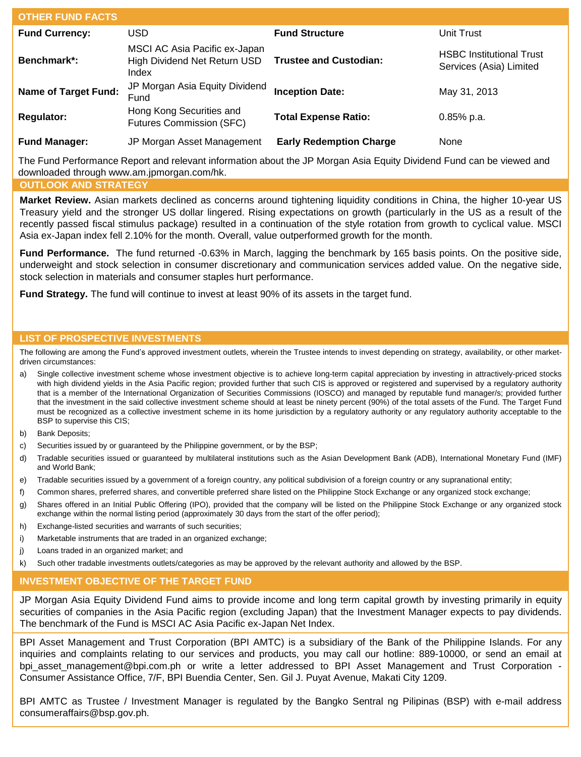## OTHER FUND FACTS

| | | | |
|---|---|---|---|
| **Fund Currency:** | USD | **Fund Structure** | Unit Trust |
| **Benchmark*:** | MSCI AC Asia Pacific ex-Japan High Dividend Net Return USD Index | **Trustee and Custodian:** | HSBC Institutional Trust Services (Asia) Limited |
| **Name of Target Fund:** | JP Morgan Asia Equity Dividend Fund | **Inception Date:** | May 31, 2013 |
| **Regulator:** | Hong Kong Securities and Futures Commission (SFC) | **Total Expense Ratio:** | 0.85% p.a. |
| **Fund Manager:** | JP Morgan Asset Management | **Early Redemption Charge** | None |

The Fund Performance Report and relevant information about the JP Morgan Asia Equity Dividend Fund can be viewed and downloaded through www.am.jpmorgan.com/hk.

## OUTLOOK AND STRATEGY

**Market Review.** Asian markets declined as concerns around tightening liquidity conditions in China, the higher 10-year US Treasury yield and the stronger US dollar lingered. Rising expectations on growth (particularly in the US as a result of the recently passed fiscal stimulus package) resulted in a continuation of the style rotation from growth to cyclical value. MSCI Asia ex-Japan index fell 2.10% for the month. Overall, value outperformed growth for the month.

**Fund Performance.** The fund returned -0.63% in March, lagging the benchmark by 165 basis points. On the positive side, underweight and stock selection in consumer discretionary and communication services added value. On the negative side, stock selection in materials and consumer staples hurt performance.

**Fund Strategy.** The fund will continue to invest at least 90% of its assets in the target fund.

## LIST OF PROSPECTIVE INVESTMENTS

The following are among the Fund's approved investment outlets, wherein the Trustee intends to invest depending on strategy, availability, or other market-driven circumstances:

a) Single collective investment scheme whose investment objective is to achieve long-term capital appreciation by investing in attractively-priced stocks with high dividend yields in the Asia Pacific region; provided further that such CIS is approved or registered and supervised by a regulatory authority that is a member of the International Organization of Securities Commissions (IOSCO) and managed by reputable fund manager/s; provided further that the investment in the said collective investment scheme should at least be ninety percent (90%) of the total assets of the Fund. The Target Fund must be recognized as a collective investment scheme in its home jurisdiction by a regulatory authority or any regulatory authority acceptable to the BSP to supervise this CIS;
b) Bank Deposits;
c) Securities issued by or guaranteed by the Philippine government, or by the BSP;
d) Tradable securities issued or guaranteed by multilateral institutions such as the Asian Development Bank (ADB), International Monetary Fund (IMF) and World Bank;
e) Tradable securities issued by a government of a foreign country, any political subdivision of a foreign country or any supranational entity;
f) Common shares, preferred shares, and convertible preferred share listed on the Philippine Stock Exchange or any organized stock exchange;
g) Shares offered in an Initial Public Offering (IPO), provided that the company will be listed on the Philippine Stock Exchange or any organized stock exchange within the normal listing period (approximately 30 days from the start of the offer period);
h) Exchange-listed securities and warrants of such securities;
i) Marketable instruments that are traded in an organized exchange;
j) Loans traded in an organized market; and
k) Such other tradable investments outlets/categories as may be approved by the relevant authority and allowed by the BSP.

## INVESTMENT OBJECTIVE OF THE TARGET FUND

JP Morgan Asia Equity Dividend Fund aims to provide income and long term capital growth by investing primarily in equity securities of companies in the Asia Pacific region (excluding Japan) that the Investment Manager expects to pay dividends. The benchmark of the Fund is MSCI AC Asia Pacific ex-Japan Net Index.

BPI Asset Management and Trust Corporation (BPI AMTC) is a subsidiary of the Bank of the Philippine Islands. For any inquiries and complaints relating to our services and products, you may call our hotline: 889-10000, or send an email at bpi_asset_management@bpi.com.ph or write a letter addressed to BPI Asset Management and Trust Corporation - Consumer Assistance Office, 7/F, BPI Buendia Center, Sen. Gil J. Puyat Avenue, Makati City 1209.

BPI AMTC as Trustee / Investment Manager is regulated by the Bangko Sentral ng Pilipinas (BSP) with e-mail address consumeraffairs@bsp.gov.ph.